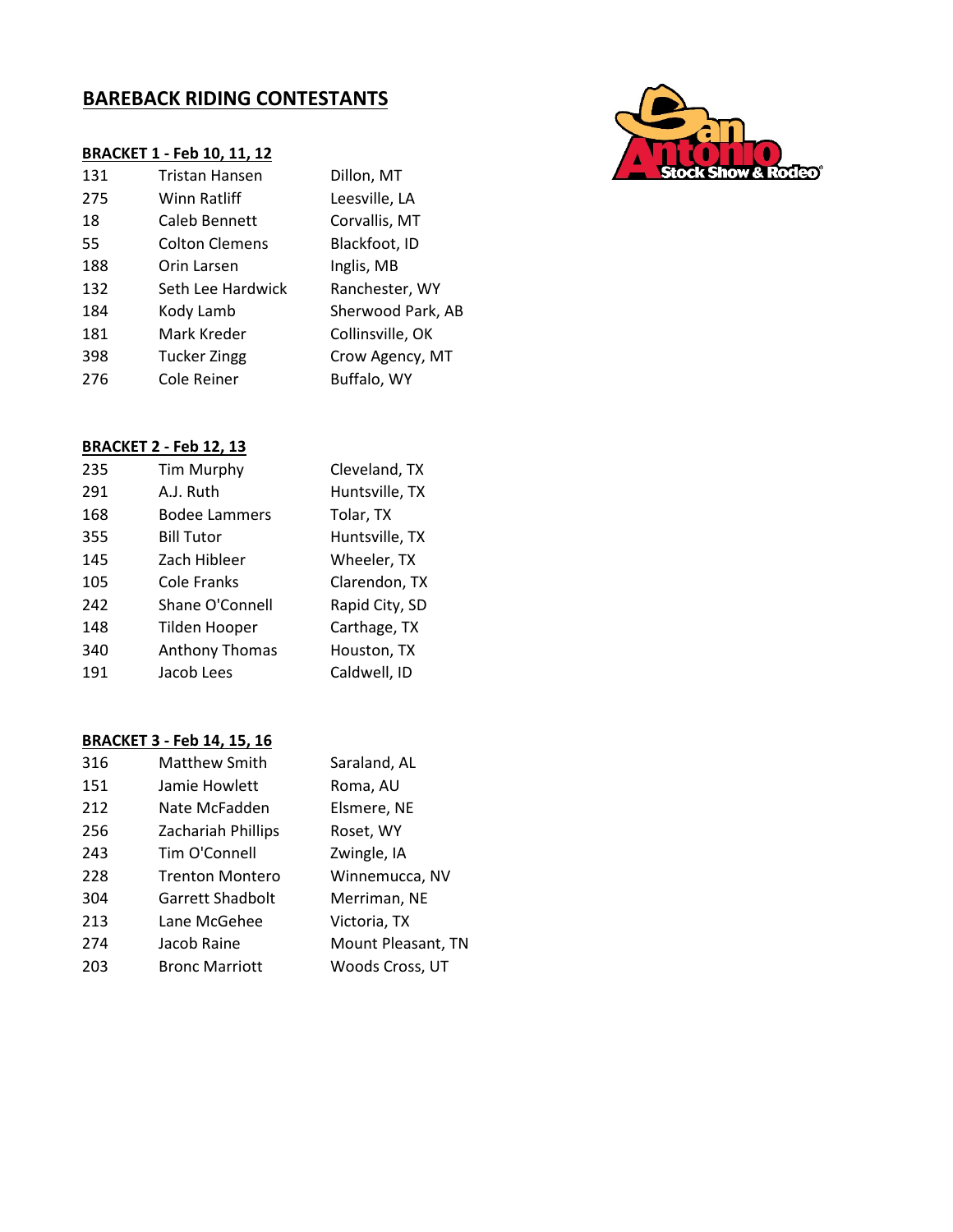# BAREBACK RIDING CONTESTANTS

## BRACKET 1 - Feb 10, 11, 12

| | | |
|---|---|---|
| 131 | Tristan Hansen | Dillon, MT |
| 275 | Winn Ratliff | Leesville, LA |
| 18 | Caleb Bennett | Corvallis, MT |
| 55 | Colton Clemens | Blackfoot, ID |
| 188 | Orin Larsen | Inglis, MB |
| 132 | Seth Lee Hardwick | Ranchester, WY |
| 184 | Kody Lamb | Sherwood Park, AB |
| 181 | Mark Kreder | Collinsville, OK |
| 398 | Tucker Zingg | Crow Agency, MT |
| 276 | Cole Reiner | Buffalo, WY |

## BRACKET 2 - Feb 12, 13

| | | |
|---|---|---|
| 235 | Tim Murphy | Cleveland, TX |
| 291 | A.J. Ruth | Huntsville, TX |
| 168 | Bodee Lammers | Tolar, TX |
| 355 | Bill Tutor | Huntsville, TX |
| 145 | Zach Hibleer | Wheeler, TX |
| 105 | Cole Franks | Clarendon, TX |
| 242 | Shane O'Connell | Rapid City, SD |
| 148 | Tilden Hooper | Carthage, TX |
| 340 | Anthony Thomas | Houston, TX |
| 191 | Jacob Lees | Caldwell, ID |

## BRACKET 3 - Feb 14, 15, 16

| | | |
|---|---|---|
| 316 | Matthew Smith | Saraland, AL |
| 151 | Jamie Howlett | Roma, AU |
| 212 | Nate McFadden | Elsmere, NE |
| 256 | Zachariah Phillips | Roset, WY |
| 243 | Tim O'Connell | Zwingle, IA |
| 228 | Trenton Montero | Winnemucca, NV |
| 304 | Garrett Shadbolt | Merriman, NE |
| 213 | Lane McGehee | Victoria, TX |
| 274 | Jacob Raine | Mount Pleasant, TN |
| 203 | Bronc Marriott | Woods Cross, UT |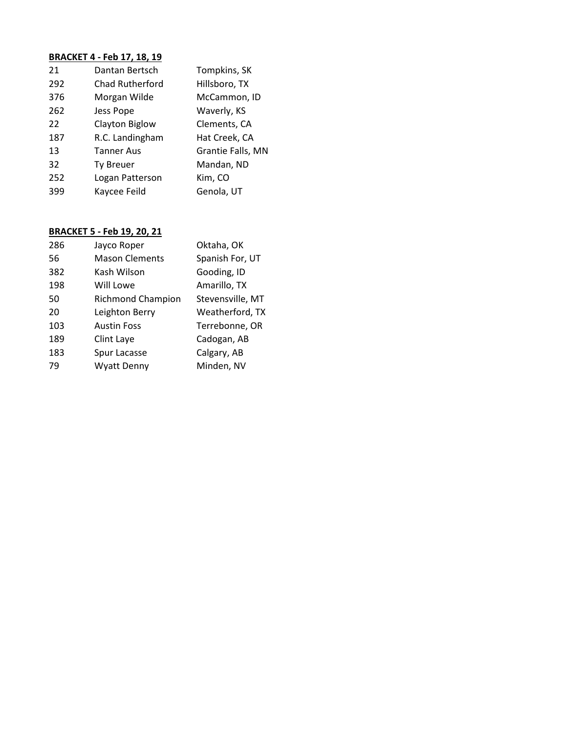**BRACKET 4 - Feb 17, 18, 19**

| | | |
|---|---|---|
| 21 | Dantan Bertsch | Tompkins, SK |
| 292 | Chad Rutherford | Hillsboro, TX |
| 376 | Morgan Wilde | McCammon, ID |
| 262 | Jess Pope | Waverly, KS |
| 22 | Clayton Biglow | Clements, CA |
| 187 | R.C. Landingham | Hat Creek, CA |
| 13 | Tanner Aus | Grantie Falls, MN |
| 32 | Ty Breuer | Mandan, ND |
| 252 | Logan Patterson | Kim, CO |
| 399 | Kaycee Feild | Genola, UT |

**BRACKET 5 - Feb 19, 20, 21**

| | | |
|---|---|---|
| 286 | Jayco Roper | Oktaha, OK |
| 56 | Mason Clements | Spanish For, UT |
| 382 | Kash Wilson | Gooding, ID |
| 198 | Will Lowe | Amarillo, TX |
| 50 | Richmond Champion | Stevensville, MT |
| 20 | Leighton Berry | Weatherford, TX |
| 103 | Austin Foss | Terrebonne, OR |
| 189 | Clint Laye | Cadogan, AB |
| 183 | Spur Lacasse | Calgary, AB |
| 79 | Wyatt Denny | Minden, NV |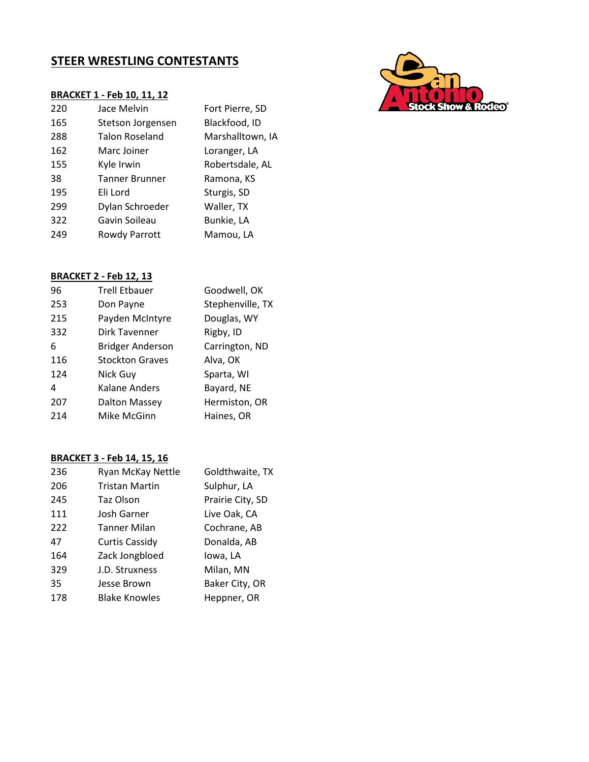## STEER WRESTLING CONTESTANTS

### BRACKET 1 - Feb 10, 11, 12

| | | |
|---|---|---|
| 220 | Jace Melvin | Fort Pierre, SD |
| 165 | Stetson Jorgensen | Blackfood, ID |
| 288 | Talon Roseland | Marshalltown, IA |
| 162 | Marc Joiner | Loranger, LA |
| 155 | Kyle Irwin | Robertsdale, AL |
| 38 | Tanner Brunner | Ramona, KS |
| 195 | Eli Lord | Sturgis, SD |
| 299 | Dylan Schroeder | Waller, TX |
| 322 | Gavin Soileau | Bunkie, LA |
| 249 | Rowdy Parrott | Mamou, LA |

### BRACKET 2 - Feb 12, 13

| | | |
|---|---|---|
| 96 | Trell Etbauer | Goodwell, OK |
| 253 | Don Payne | Stephenville, TX |
| 215 | Payden McIntyre | Douglas, WY |
| 332 | Dirk Tavenner | Rigby, ID |
| 6 | Bridger Anderson | Carrington, ND |
| 116 | Stockton Graves | Alva, OK |
| 124 | Nick Guy | Sparta, WI |
| 4 | Kalane Anders | Bayard, NE |
| 207 | Dalton Massey | Hermiston, OR |
| 214 | Mike McGinn | Haines, OR |

### BRACKET 3 - Feb 14, 15, 16

| | | |
|---|---|---|
| 236 | Ryan McKay Nettle | Goldthwaite, TX |
| 206 | Tristan Martin | Sulphur, LA |
| 245 | Taz Olson | Prairie City, SD |
| 111 | Josh Garner | Live Oak, CA |
| 222 | Tanner Milan | Cochrane, AB |
| 47 | Curtis Cassidy | Donalda, AB |
| 164 | Zack Jongbloed | Iowa, LA |
| 329 | J.D. Struxness | Milan, MN |
| 35 | Jesse Brown | Baker City, OR |
| 178 | Blake Knowles | Heppner, OR |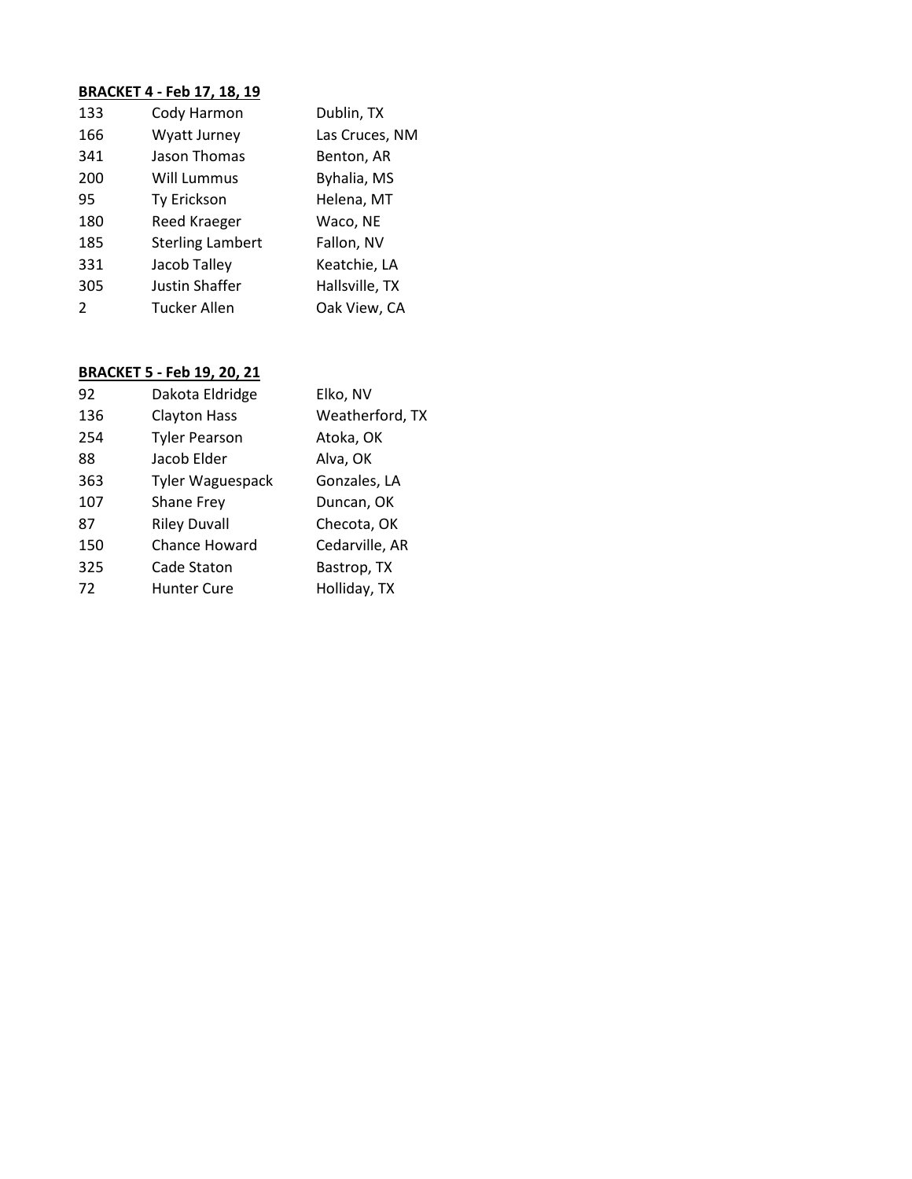**BRACKET 4 - Feb 17, 18, 19**

| | | |
|---|---|---|
| 133 | Cody Harmon | Dublin, TX |
| 166 | Wyatt Jurney | Las Cruces, NM |
| 341 | Jason Thomas | Benton, AR |
| 200 | Will Lummus | Byhalia, MS |
| 95 | Ty Erickson | Helena, MT |
| 180 | Reed Kraeger | Waco, NE |
| 185 | Sterling Lambert | Fallon, NV |
| 331 | Jacob Talley | Keatchie, LA |
| 305 | Justin Shaffer | Hallsville, TX |
| 2 | Tucker Allen | Oak View, CA |

**BRACKET 5 - Feb 19, 20, 21**

| | | |
|---|---|---|
| 92 | Dakota Eldridge | Elko, NV |
| 136 | Clayton Hass | Weatherford, TX |
| 254 | Tyler Pearson | Atoka, OK |
| 88 | Jacob Elder | Alva, OK |
| 363 | Tyler Waguespack | Gonzales, LA |
| 107 | Shane Frey | Duncan, OK |
| 87 | Riley Duvall | Checota, OK |
| 150 | Chance Howard | Cedarville, AR |
| 325 | Cade Staton | Bastrop, TX |
| 72 | Hunter Cure | Holliday, TX |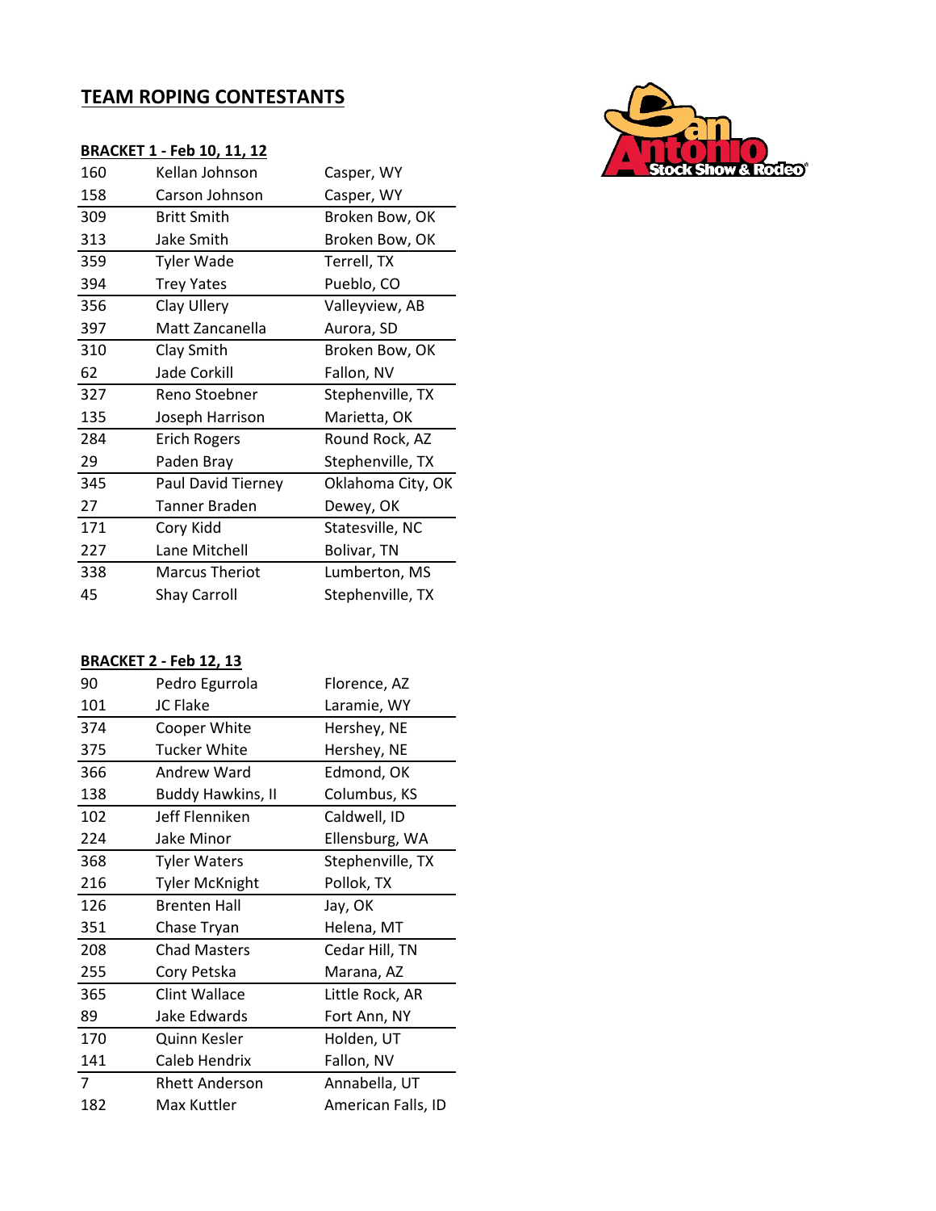# TEAM ROPING CONTESTANTS

## BRACKET 1 - Feb 10, 11, 12

| | | |
|---|---|---|
| 160 | Kellan Johnson | Casper, WY |
| 158 | Carson Johnson | Casper, WY |
| 309 | Britt Smith | Broken Bow, OK |
| 313 | Jake Smith | Broken Bow, OK |
| 359 | Tyler Wade | Terrell, TX |
| 394 | Trey Yates | Pueblo, CO |
| 356 | Clay Ullery | Valleyview, AB |
| 397 | Matt Zancanella | Aurora, SD |
| 310 | Clay Smith | Broken Bow, OK |
| 62 | Jade Corkill | Fallon, NV |
| 327 | Reno Stoebner | Stephenville, TX |
| 135 | Joseph Harrison | Marietta, OK |
| 284 | Erich Rogers | Round Rock, AZ |
| 29 | Paden Bray | Stephenville, TX |
| 345 | Paul David Tierney | Oklahoma City, OK |
| 27 | Tanner Braden | Dewey, OK |
| 171 | Cory Kidd | Statesville, NC |
| 227 | Lane Mitchell | Bolivar, TN |
| 338 | Marcus Theriot | Lumberton, MS |
| 45 | Shay Carroll | Stephenville, TX |

## BRACKET 2 - Feb 12, 13

| | | |
|---|---|---|
| 90 | Pedro Egurrola | Florence, AZ |
| 101 | JC Flake | Laramie, WY |
| 374 | Cooper White | Hershey, NE |
| 375 | Tucker White | Hershey, NE |
| 366 | Andrew Ward | Edmond, OK |
| 138 | Buddy Hawkins, II | Columbus, KS |
| 102 | Jeff Flenniken | Caldwell, ID |
| 224 | Jake Minor | Ellensburg, WA |
| 368 | Tyler Waters | Stephenville, TX |
| 216 | Tyler McKnight | Pollok, TX |
| 126 | Brenten Hall | Jay, OK |
| 351 | Chase Tryan | Helena, MT |
| 208 | Chad Masters | Cedar Hill, TN |
| 255 | Cory Petska | Marana, AZ |
| 365 | Clint Wallace | Little Rock, AR |
| 89 | Jake Edwards | Fort Ann, NY |
| 170 | Quinn Kesler | Holden, UT |
| 141 | Caleb Hendrix | Fallon, NV |
| 7 | Rhett Anderson | Annabella, UT |
| 182 | Max Kuttler | American Falls, ID |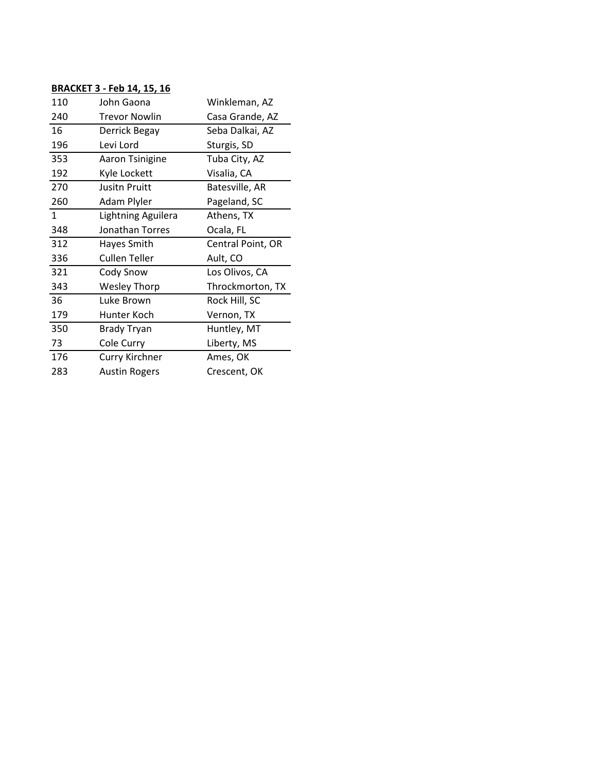**BRACKET 3 - Feb 14, 15, 16**

| | | |
|---|---|---|
| 110 | John Gaona | Winkleman, AZ |
| 240 | Trevor Nowlin | Casa Grande, AZ |
| 16 | Derrick Begay | Seba Dalkai, AZ |
| 196 | Levi Lord | Sturgis, SD |
| 353 | Aaron Tsinigine | Tuba City, AZ |
| 192 | Kyle Lockett | Visalia, CA |
| 270 | Jusitn Pruitt | Batesville, AR |
| 260 | Adam Plyler | Pageland, SC |
| 1 | Lightning Aguilera | Athens, TX |
| 348 | Jonathan Torres | Ocala, FL |
| 312 | Hayes Smith | Central Point, OR |
| 336 | Cullen Teller | Ault, CO |
| 321 | Cody Snow | Los Olivos, CA |
| 343 | Wesley Thorp | Throckmorton, TX |
| 36 | Luke Brown | Rock Hill, SC |
| 179 | Hunter Koch | Vernon, TX |
| 350 | Brady Tryan | Huntley, MT |
| 73 | Cole Curry | Liberty, MS |
| 176 | Curry Kirchner | Ames, OK |
| 283 | Austin Rogers | Crescent, OK |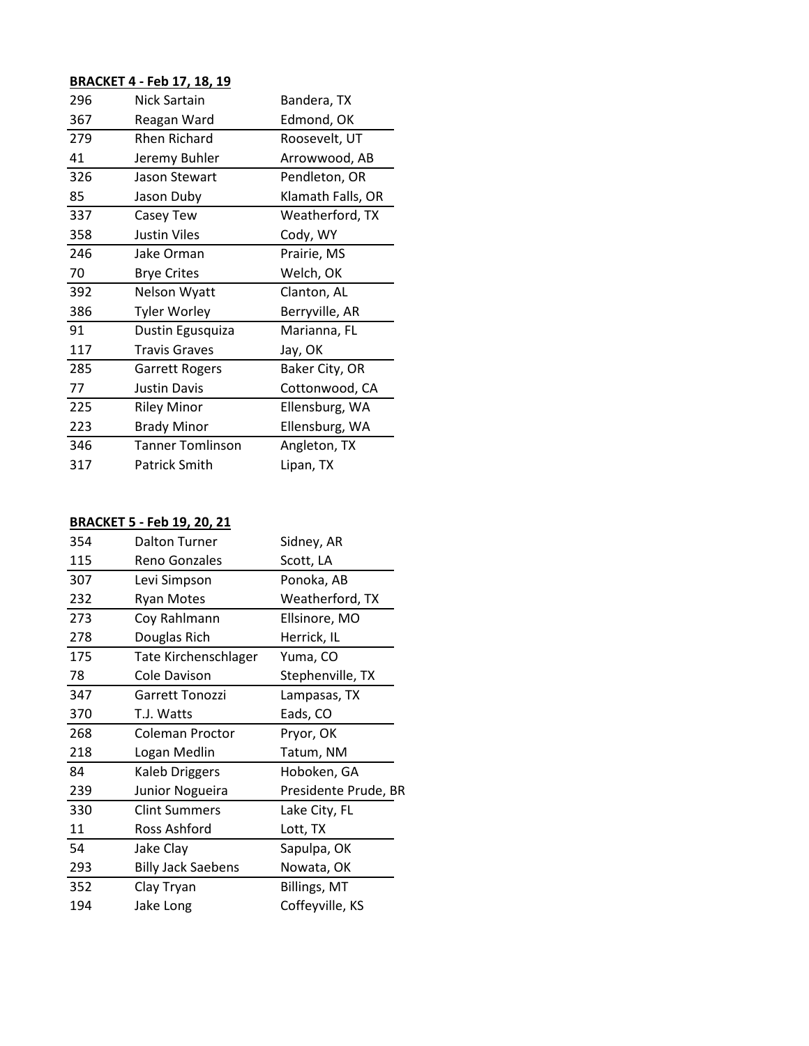**BRACKET 4 - Feb 17, 18, 19**

| | | |
|---|---|---|
| 296 | Nick Sartain | Bandera, TX |
| 367 | Reagan Ward | Edmond, OK |
| 279 | Rhen Richard | Roosevelt, UT |
| 41 | Jeremy Buhler | Arrowwood, AB |
| 326 | Jason Stewart | Pendleton, OR |
| 85 | Jason Duby | Klamath Falls, OR |
| 337 | Casey Tew | Weatherford, TX |
| 358 | Justin Viles | Cody, WY |
| 246 | Jake Orman | Prairie, MS |
| 70 | Brye Crites | Welch, OK |
| 392 | Nelson Wyatt | Clanton, AL |
| 386 | Tyler Worley | Berryville, AR |
| 91 | Dustin Egusquiza | Marianna, FL |
| 117 | Travis Graves | Jay, OK |
| 285 | Garrett Rogers | Baker City, OR |
| 77 | Justin Davis | Cottonwood, CA |
| 225 | Riley Minor | Ellensburg, WA |
| 223 | Brady Minor | Ellensburg, WA |
| 346 | Tanner Tomlinson | Angleton, TX |
| 317 | Patrick Smith | Lipan, TX |

**BRACKET 5 - Feb 19, 20, 21**

| | | |
|---|---|---|
| 354 | Dalton Turner | Sidney, AR |
| 115 | Reno Gonzales | Scott, LA |
| 307 | Levi Simpson | Ponoka, AB |
| 232 | Ryan Motes | Weatherford, TX |
| 273 | Coy Rahlmann | Ellsinore, MO |
| 278 | Douglas Rich | Herrick, IL |
| 175 | Tate Kirchenschlager | Yuma, CO |
| 78 | Cole Davison | Stephenville, TX |
| 347 | Garrett Tonozzi | Lampasas, TX |
| 370 | T.J. Watts | Eads, CO |
| 268 | Coleman Proctor | Pryor, OK |
| 218 | Logan Medlin | Tatum, NM |
| 84 | Kaleb Driggers | Hoboken, GA |
| 239 | Junior Nogueira | Presidente Prude, BR |
| 330 | Clint Summers | Lake City, FL |
| 11 | Ross Ashford | Lott, TX |
| 54 | Jake Clay | Sapulpa, OK |
| 293 | Billy Jack Saebens | Nowata, OK |
| 352 | Clay Tryan | Billings, MT |
| 194 | Jake Long | Coffeyville, KS |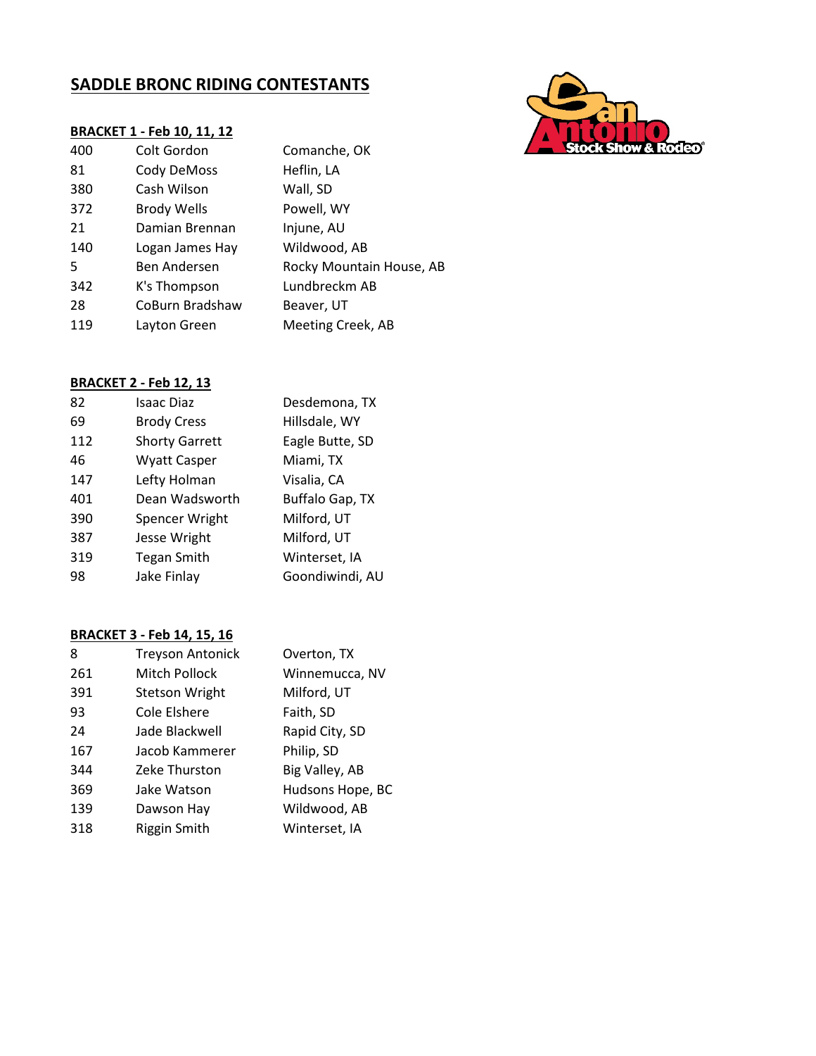## SADDLE BRONC RIDING CONTESTANTS

### BRACKET 1 - Feb 10, 11, 12

| | | |
|---|---|---|
| 400 | Colt Gordon | Comanche, OK |
| 81 | Cody DeMoss | Heflin, LA |
| 380 | Cash Wilson | Wall, SD |
| 372 | Brody Wells | Powell, WY |
| 21 | Damian Brennan | Injune, AU |
| 140 | Logan James Hay | Wildwood, AB |
| 5 | Ben Andersen | Rocky Mountain House, AB |
| 342 | K's Thompson | Lundbreckm AB |
| 28 | CoBurn Bradshaw | Beaver, UT |
| 119 | Layton Green | Meeting Creek, AB |

### BRACKET 2 - Feb 12, 13

| | | |
|---|---|---|
| 82 | Isaac Diaz | Desdemona, TX |
| 69 | Brody Cress | Hillsdale, WY |
| 112 | Shorty Garrett | Eagle Butte, SD |
| 46 | Wyatt Casper | Miami, TX |
| 147 | Lefty Holman | Visalia, CA |
| 401 | Dean Wadsworth | Buffalo Gap, TX |
| 390 | Spencer Wright | Milford, UT |
| 387 | Jesse Wright | Milford, UT |
| 319 | Tegan Smith | Winterset, IA |
| 98 | Jake Finlay | Goondiwindi, AU |

### BRACKET 3 - Feb 14, 15, 16

| | | |
|---|---|---|
| 8 | Treyson Antonick | Overton, TX |
| 261 | Mitch Pollock | Winnemucca, NV |
| 391 | Stetson Wright | Milford, UT |
| 93 | Cole Elshere | Faith, SD |
| 24 | Jade Blackwell | Rapid City, SD |
| 167 | Jacob Kammerer | Philip, SD |
| 344 | Zeke Thurston | Big Valley, AB |
| 369 | Jake Watson | Hudsons Hope, BC |
| 139 | Dawson Hay | Wildwood, AB |
| 318 | Riggin Smith | Winterset, IA |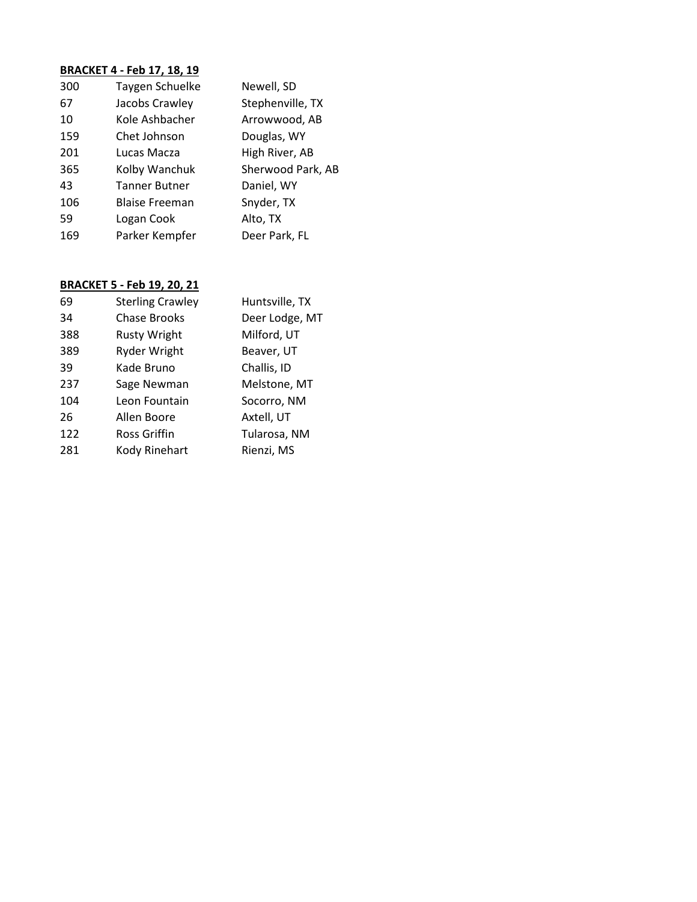**BRACKET 4 - Feb 17, 18, 19**

| | | |
|---|---|---|
| 300 | Taygen Schuelke | Newell, SD |
| 67 | Jacobs Crawley | Stephenville, TX |
| 10 | Kole Ashbacher | Arrowwood, AB |
| 159 | Chet Johnson | Douglas, WY |
| 201 | Lucas Macza | High River, AB |
| 365 | Kolby Wanchuk | Sherwood Park, AB |
| 43 | Tanner Butner | Daniel, WY |
| 106 | Blaise Freeman | Snyder, TX |
| 59 | Logan Cook | Alto, TX |
| 169 | Parker Kempfer | Deer Park, FL |

**BRACKET 5 - Feb 19, 20, 21**

| | | |
|---|---|---|
| 69 | Sterling Crawley | Huntsville, TX |
| 34 | Chase Brooks | Deer Lodge, MT |
| 388 | Rusty Wright | Milford, UT |
| 389 | Ryder Wright | Beaver, UT |
| 39 | Kade Bruno | Challis, ID |
| 237 | Sage Newman | Melstone, MT |
| 104 | Leon Fountain | Socorro, NM |
| 26 | Allen Boore | Axtell, UT |
| 122 | Ross Griffin | Tularosa, NM |
| 281 | Kody Rinehart | Rienzi, MS |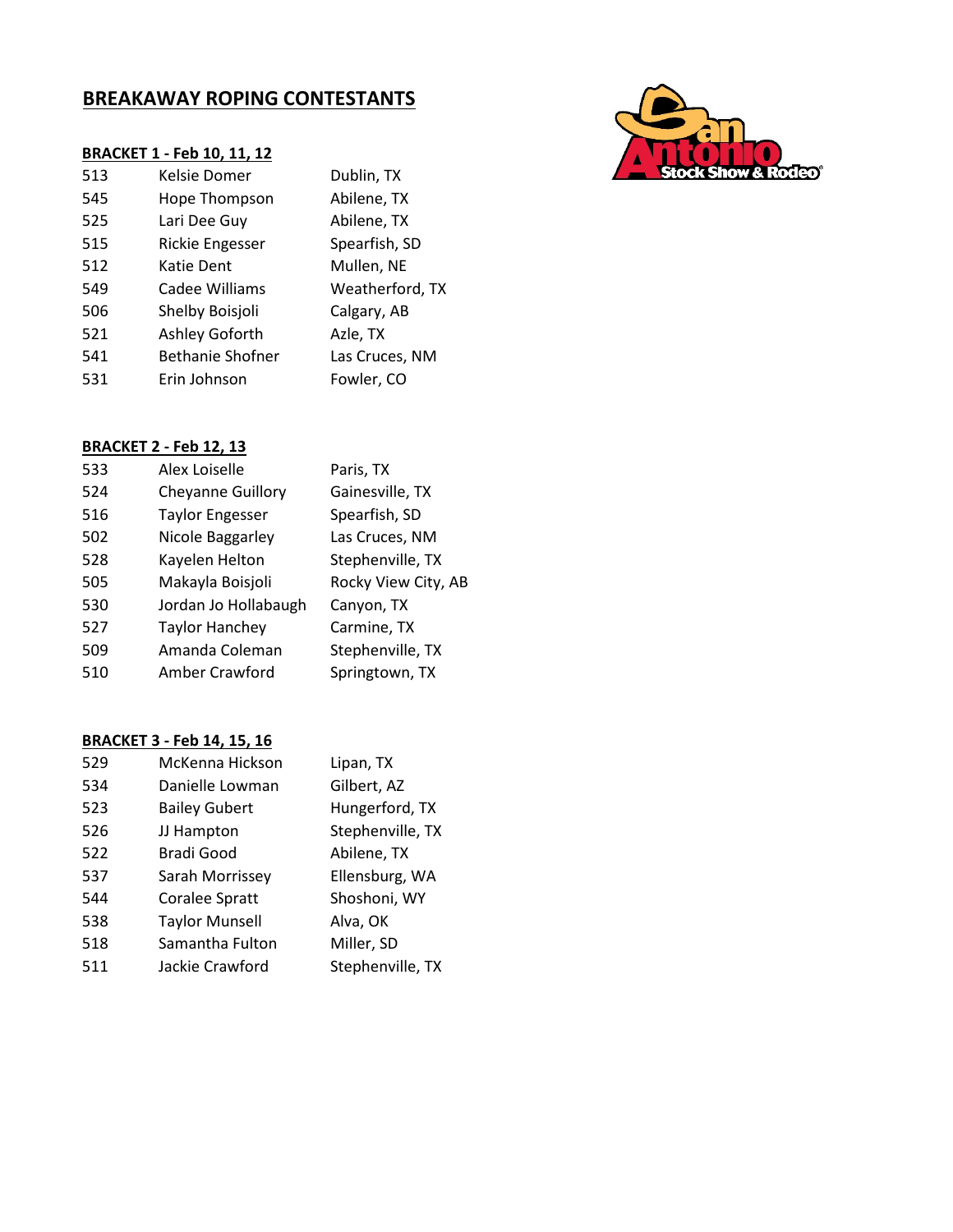# BREAKAWAY ROPING CONTESTANTS

## BRACKET 1 - Feb 10, 11, 12

| | | |
|---|---|---|
| 513 | Kelsie Domer | Dublin, TX |
| 545 | Hope Thompson | Abilene, TX |
| 525 | Lari Dee Guy | Abilene, TX |
| 515 | Rickie Engesser | Spearfish, SD |
| 512 | Katie Dent | Mullen, NE |
| 549 | Cadee Williams | Weatherford, TX |
| 506 | Shelby Boisjoli | Calgary, AB |
| 521 | Ashley Goforth | Azle, TX |
| 541 | Bethanie Shofner | Las Cruces, NM |
| 531 | Erin Johnson | Fowler, CO |

## BRACKET 2 - Feb 12, 13

| | | |
|---|---|---|
| 533 | Alex Loiselle | Paris, TX |
| 524 | Cheyanne Guillory | Gainesville, TX |
| 516 | Taylor Engesser | Spearfish, SD |
| 502 | Nicole Baggarley | Las Cruces, NM |
| 528 | Kayelen Helton | Stephenville, TX |
| 505 | Makayla Boisjoli | Rocky View City, AB |
| 530 | Jordan Jo Hollabaugh | Canyon, TX |
| 527 | Taylor Hanchey | Carmine, TX |
| 509 | Amanda Coleman | Stephenville, TX |
| 510 | Amber Crawford | Springtown, TX |

## BRACKET 3 - Feb 14, 15, 16

| | | |
|---|---|---|
| 529 | McKenna Hickson | Lipan, TX |
| 534 | Danielle Lowman | Gilbert, AZ |
| 523 | Bailey Gubert | Hungerford, TX |
| 526 | JJ Hampton | Stephenville, TX |
| 522 | Bradi Good | Abilene, TX |
| 537 | Sarah Morrissey | Ellensburg, WA |
| 544 | Coralee Spratt | Shoshoni, WY |
| 538 | Taylor Munsell | Alva, OK |
| 518 | Samantha Fulton | Miller, SD |
| 511 | Jackie Crawford | Stephenville, TX |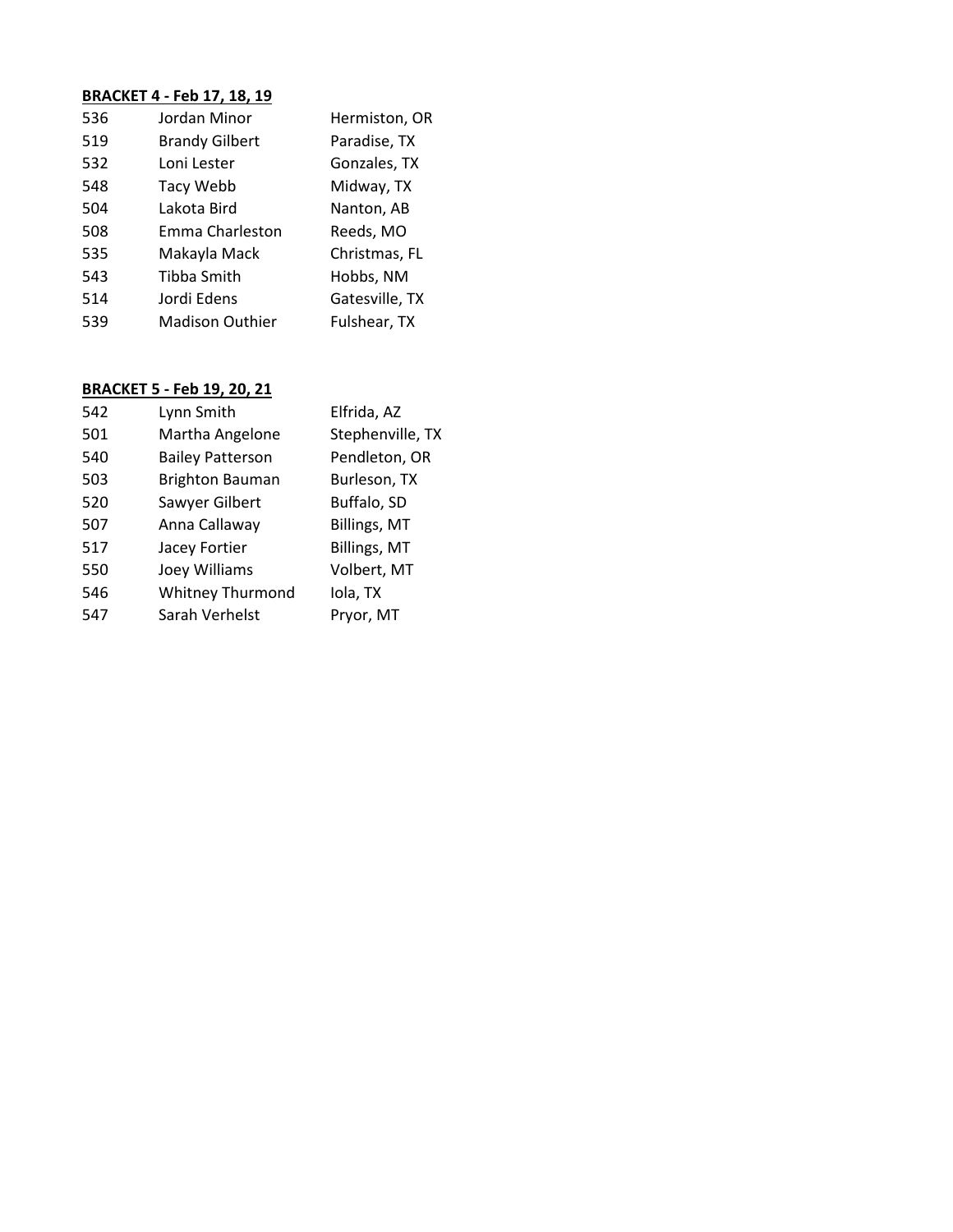**BRACKET 4 - Feb 17, 18, 19**

| | | |
|---|---|---|
| 536 | Jordan Minor | Hermiston, OR |
| 519 | Brandy Gilbert | Paradise, TX |
| 532 | Loni Lester | Gonzales, TX |
| 548 | Tacy Webb | Midway, TX |
| 504 | Lakota Bird | Nanton, AB |
| 508 | Emma Charleston | Reeds, MO |
| 535 | Makayla Mack | Christmas, FL |
| 543 | Tibba Smith | Hobbs, NM |
| 514 | Jordi Edens | Gatesville, TX |
| 539 | Madison Outhier | Fulshear, TX |

**BRACKET 5 - Feb 19, 20, 21**

| | | |
|---|---|---|
| 542 | Lynn Smith | Elfrida, AZ |
| 501 | Martha Angelone | Stephenville, TX |
| 540 | Bailey Patterson | Pendleton, OR |
| 503 | Brighton Bauman | Burleson, TX |
| 520 | Sawyer Gilbert | Buffalo, SD |
| 507 | Anna Callaway | Billings, MT |
| 517 | Jacey Fortier | Billings, MT |
| 550 | Joey Williams | Volbert, MT |
| 546 | Whitney Thurmond | Iola, TX |
| 547 | Sarah Verhelst | Pryor, MT |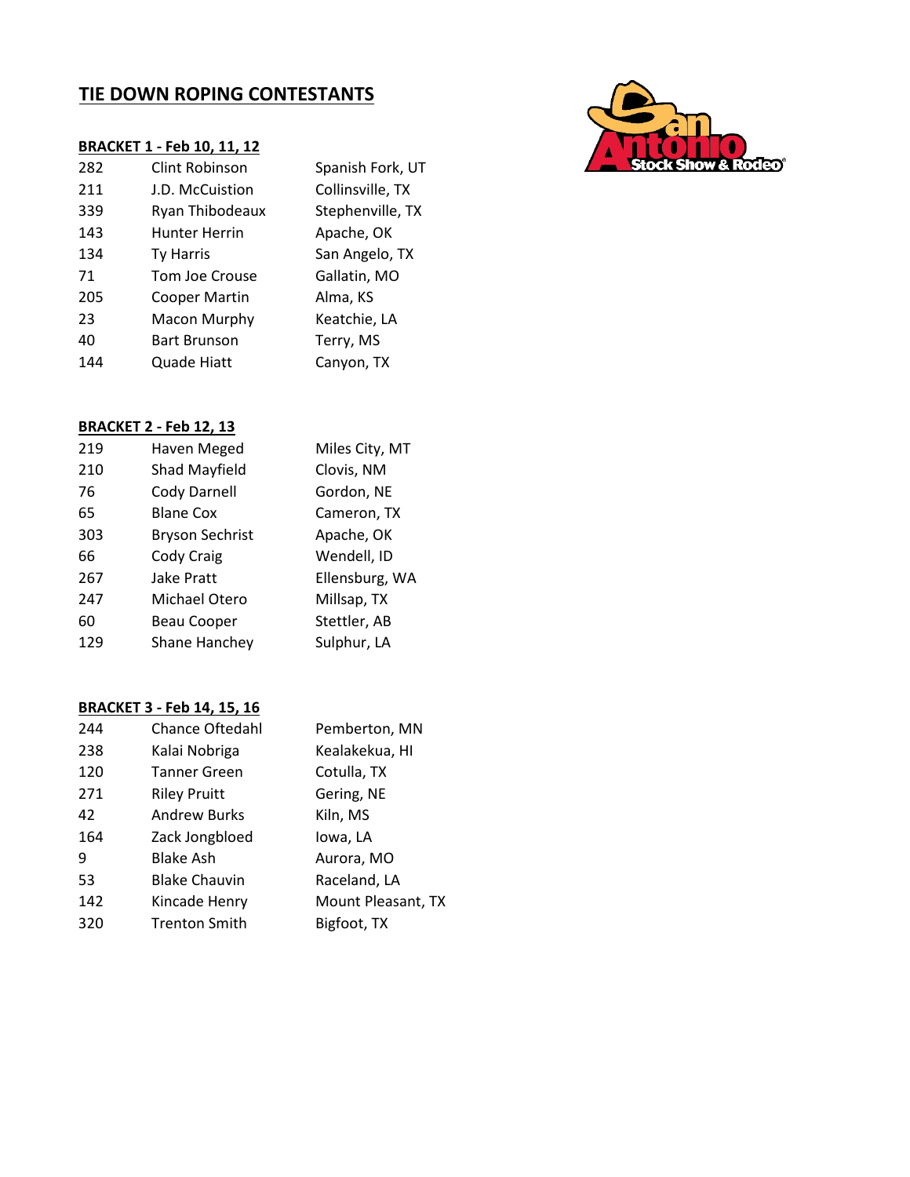# TIE DOWN ROPING CONTESTANTS

## BRACKET 1 - Feb 10, 11, 12

| | | |
|---|---|---|
| 282 | Clint Robinson | Spanish Fork, UT |
| 211 | J.D. McCuistion | Collinsville, TX |
| 339 | Ryan Thibodeaux | Stephenville, TX |
| 143 | Hunter Herrin | Apache, OK |
| 134 | Ty Harris | San Angelo, TX |
| 71 | Tom Joe Crouse | Gallatin, MO |
| 205 | Cooper Martin | Alma, KS |
| 23 | Macon Murphy | Keatchie, LA |
| 40 | Bart Brunson | Terry, MS |
| 144 | Quade Hiatt | Canyon, TX |

## BRACKET 2 - Feb 12, 13

| | | |
|---|---|---|
| 219 | Haven Meged | Miles City, MT |
| 210 | Shad Mayfield | Clovis, NM |
| 76 | Cody Darnell | Gordon, NE |
| 65 | Blane Cox | Cameron, TX |
| 303 | Bryson Sechrist | Apache, OK |
| 66 | Cody Craig | Wendell, ID |
| 267 | Jake Pratt | Ellensburg, WA |
| 247 | Michael Otero | Millsap, TX |
| 60 | Beau Cooper | Stettler, AB |
| 129 | Shane Hanchey | Sulphur, LA |

## BRACKET 3 - Feb 14, 15, 16

| | | |
|---|---|---|
| 244 | Chance Oftedahl | Pemberton, MN |
| 238 | Kalai Nobriga | Kealakekua, HI |
| 120 | Tanner Green | Cotulla, TX |
| 271 | Riley Pruitt | Gering, NE |
| 42 | Andrew Burks | Kiln, MS |
| 164 | Zack Jongbloed | Iowa, LA |
| 9 | Blake Ash | Aurora, MO |
| 53 | Blake Chauvin | Raceland, LA |
| 142 | Kincade Henry | Mount Pleasant, TX |
| 320 | Trenton Smith | Bigfoot, TX |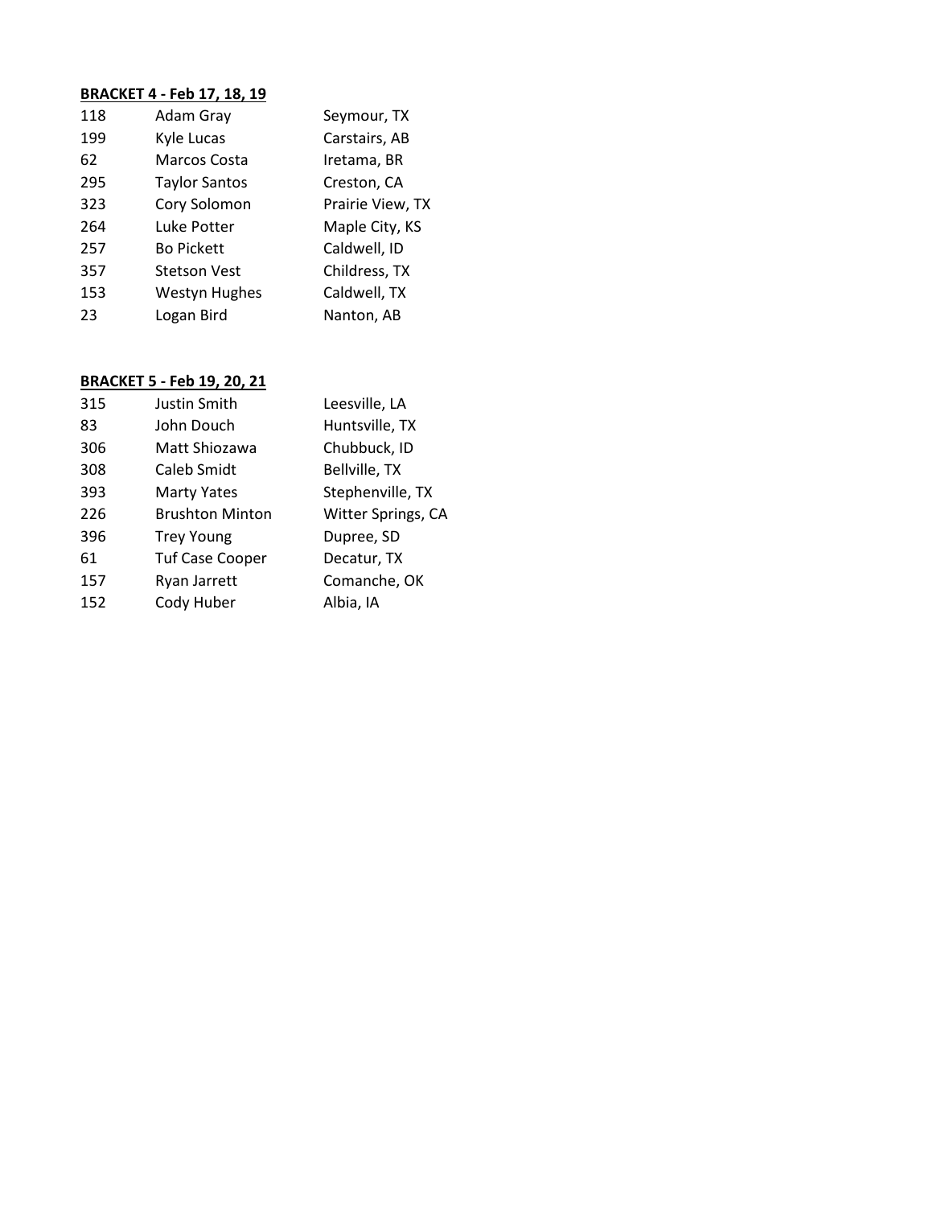**BRACKET 4 - Feb 17, 18, 19**

| | | |
|---|---|---|
| 118 | Adam Gray | Seymour, TX |
| 199 | Kyle Lucas | Carstairs, AB |
| 62 | Marcos Costa | Iretama, BR |
| 295 | Taylor Santos | Creston, CA |
| 323 | Cory Solomon | Prairie View, TX |
| 264 | Luke Potter | Maple City, KS |
| 257 | Bo Pickett | Caldwell, ID |
| 357 | Stetson Vest | Childress, TX |
| 153 | Westyn Hughes | Caldwell, TX |
| 23 | Logan Bird | Nanton, AB |

**BRACKET 5 - Feb 19, 20, 21**

| | | |
|---|---|---|
| 315 | Justin Smith | Leesville, LA |
| 83 | John Douch | Huntsville, TX |
| 306 | Matt Shiozawa | Chubbuck, ID |
| 308 | Caleb Smidt | Bellville, TX |
| 393 | Marty Yates | Stephenville, TX |
| 226 | Brushton Minton | Witter Springs, CA |
| 396 | Trey Young | Dupree, SD |
| 61 | Tuf Case Cooper | Decatur, TX |
| 157 | Ryan Jarrett | Comanche, OK |
| 152 | Cody Huber | Albia, IA |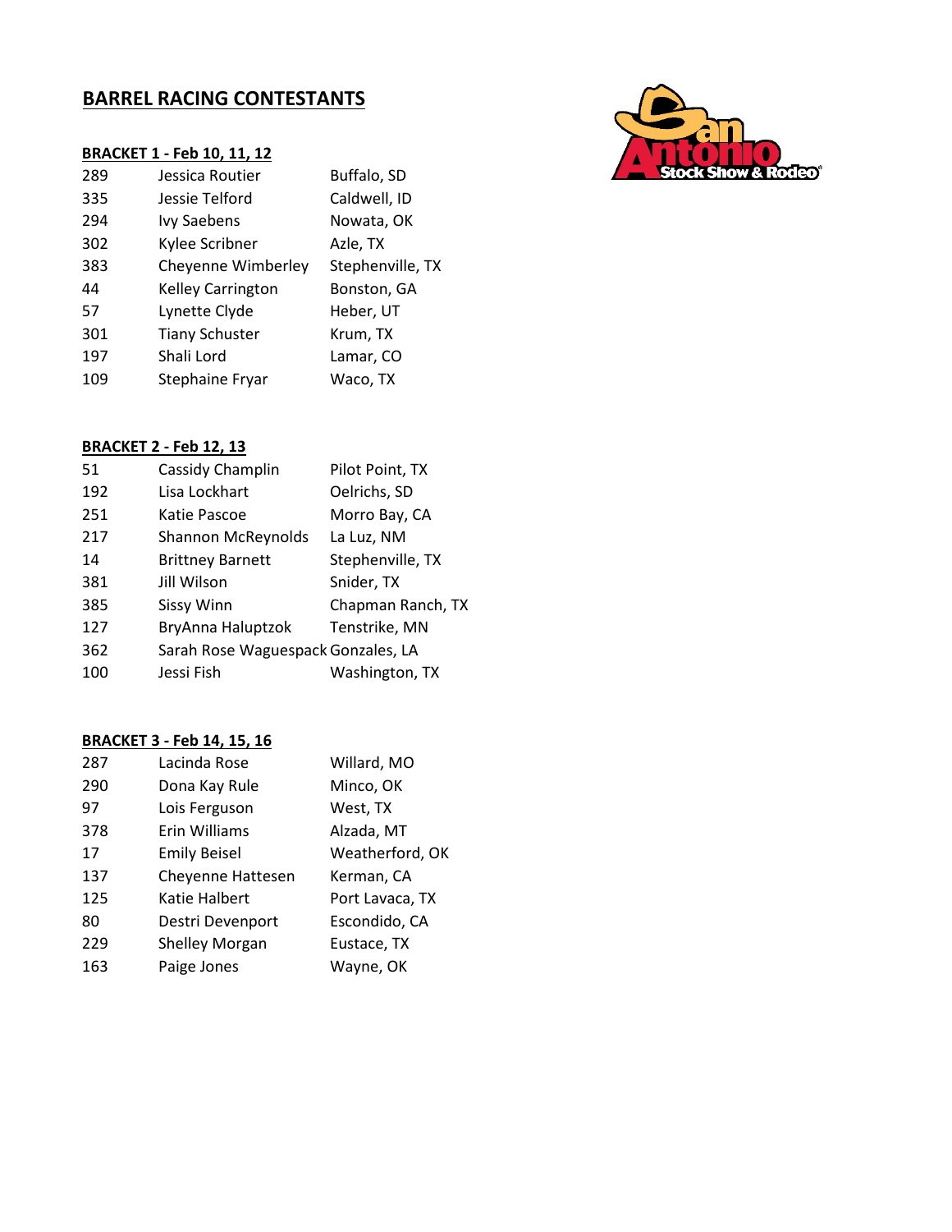## BARREL RACING CONTESTANTS

### BRACKET 1 - Feb 10, 11, 12

| | | |
|---|---|---|
| 289 | Jessica Routier | Buffalo, SD |
| 335 | Jessie Telford | Caldwell, ID |
| 294 | Ivy Saebens | Nowata, OK |
| 302 | Kylee Scribner | Azle, TX |
| 383 | Cheyenne Wimberley | Stephenville, TX |
| 44 | Kelley Carrington | Bonston, GA |
| 57 | Lynette Clyde | Heber, UT |
| 301 | Tiany Schuster | Krum, TX |
| 197 | Shali Lord | Lamar, CO |
| 109 | Stephaine Fryar | Waco, TX |

### BRACKET 2 - Feb 12, 13

| | | |
|---|---|---|
| 51 | Cassidy Champlin | Pilot Point, TX |
| 192 | Lisa Lockhart | Oelrichs, SD |
| 251 | Katie Pascoe | Morro Bay, CA |
| 217 | Shannon McReynolds | La Luz, NM |
| 14 | Brittney Barnett | Stephenville, TX |
| 381 | Jill Wilson | Snider, TX |
| 385 | Sissy Winn | Chapman Ranch, TX |
| 127 | BryAnna Haluptzok | Tenstrike, MN |
| 362 | Sarah Rose Waguespack | Gonzales, LA |
| 100 | Jessi Fish | Washington, TX |

### BRACKET 3 - Feb 14, 15, 16

| | | |
|---|---|---|
| 287 | Lacinda Rose | Willard, MO |
| 290 | Dona Kay Rule | Minco, OK |
| 97 | Lois Ferguson | West, TX |
| 378 | Erin Williams | Alzada, MT |
| 17 | Emily Beisel | Weatherford, OK |
| 137 | Cheyenne Hattesen | Kerman, CA |
| 125 | Katie Halbert | Port Lavaca, TX |
| 80 | Destri Devenport | Escondido, CA |
| 229 | Shelley Morgan | Eustace, TX |
| 163 | Paige Jones | Wayne, OK |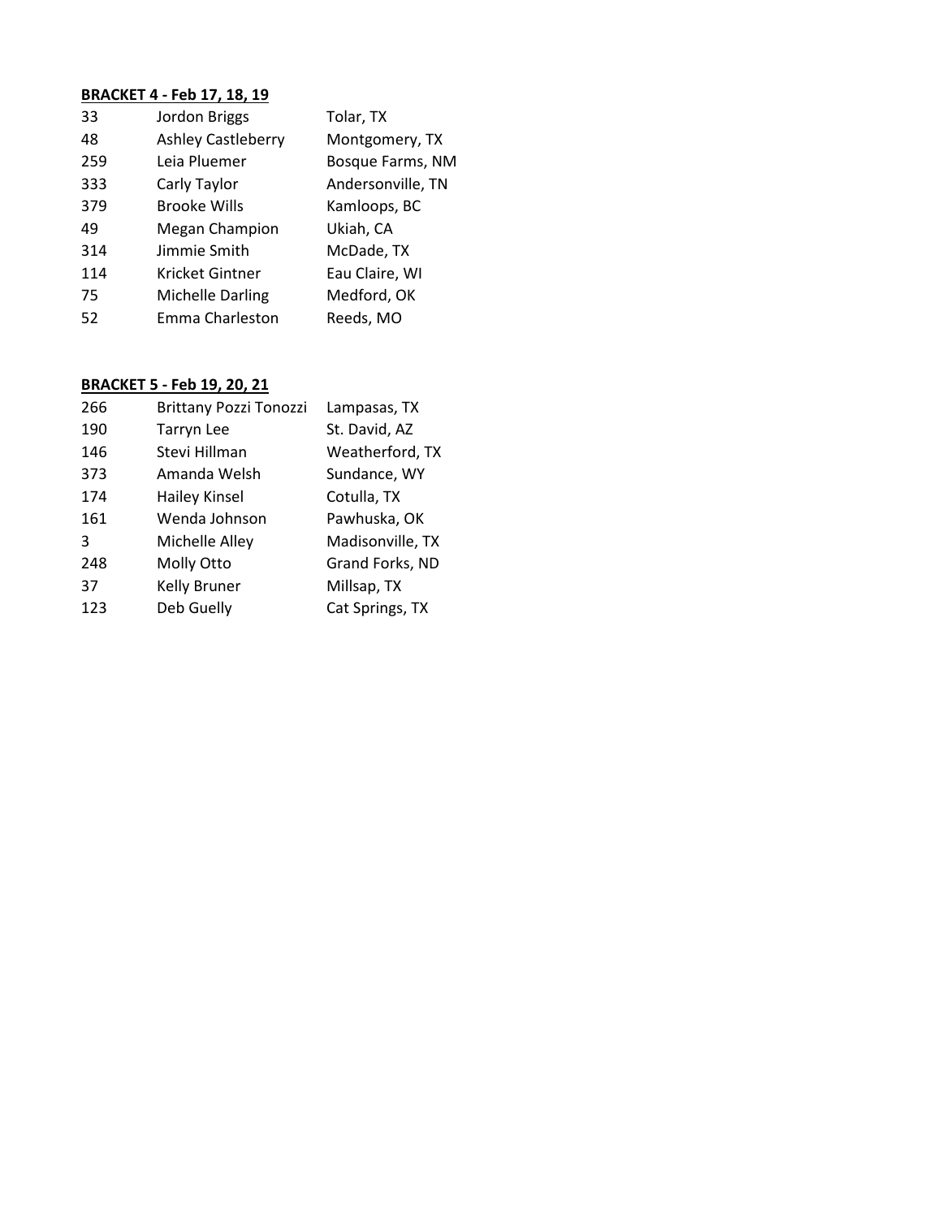**BRACKET 4 - Feb 17, 18, 19**

| | | |
|---|---|---|
| 33 | Jordon Briggs | Tolar, TX |
| 48 | Ashley Castleberry | Montgomery, TX |
| 259 | Leia Pluemer | Bosque Farms, NM |
| 333 | Carly Taylor | Andersonville, TN |
| 379 | Brooke Wills | Kamloops, BC |
| 49 | Megan Champion | Ukiah, CA |
| 314 | Jimmie Smith | McDade, TX |
| 114 | Kricket Gintner | Eau Claire, WI |
| 75 | Michelle Darling | Medford, OK |
| 52 | Emma Charleston | Reeds, MO |

**BRACKET 5 - Feb 19, 20, 21**

| | | |
|---|---|---|
| 266 | Brittany Pozzi Tonozzi | Lampasas, TX |
| 190 | Tarryn Lee | St. David, AZ |
| 146 | Stevi Hillman | Weatherford, TX |
| 373 | Amanda Welsh | Sundance, WY |
| 174 | Hailey Kinsel | Cotulla, TX |
| 161 | Wenda Johnson | Pawhuska, OK |
| 3 | Michelle Alley | Madisonville, TX |
| 248 | Molly Otto | Grand Forks, ND |
| 37 | Kelly Bruner | Millsap, TX |
| 123 | Deb Guelly | Cat Springs, TX |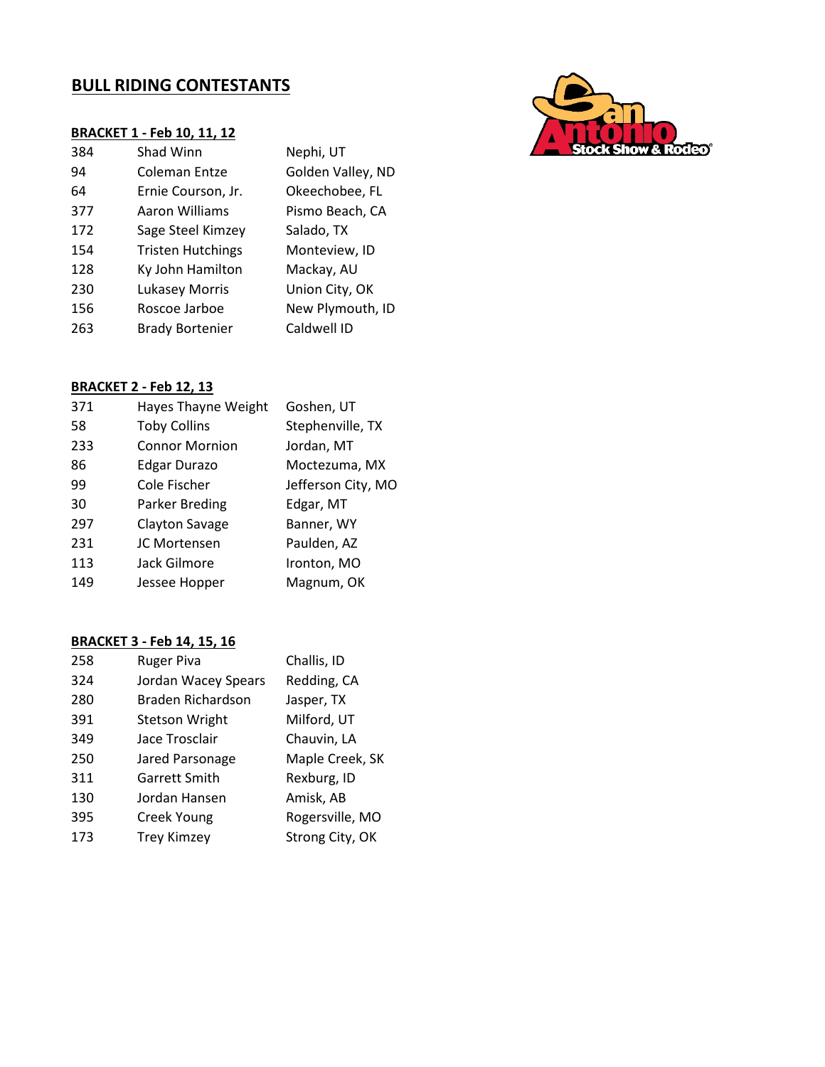## BULL RIDING CONTESTANTS

### BRACKET 1 - Feb 10, 11, 12

| | | |
|---|---|---|
| 384 | Shad Winn | Nephi, UT |
| 94 | Coleman Entze | Golden Valley, ND |
| 64 | Ernie Courson, Jr. | Okeechobee, FL |
| 377 | Aaron Williams | Pismo Beach, CA |
| 172 | Sage Steel Kimzey | Salado, TX |
| 154 | Tristen Hutchings | Monteview, ID |
| 128 | Ky John Hamilton | Mackay, AU |
| 230 | Lukasey Morris | Union City, OK |
| 156 | Roscoe Jarboe | New Plymouth, ID |
| 263 | Brady Bortenier | Caldwell ID |

### BRACKET 2 - Feb 12, 13

| | | |
|---|---|---|
| 371 | Hayes Thayne Weight | Goshen, UT |
| 58 | Toby Collins | Stephenville, TX |
| 233 | Connor Mornion | Jordan, MT |
| 86 | Edgar Durazo | Moctezuma, MX |
| 99 | Cole Fischer | Jefferson City, MO |
| 30 | Parker Breding | Edgar, MT |
| 297 | Clayton Savage | Banner, WY |
| 231 | JC Mortensen | Paulden, AZ |
| 113 | Jack Gilmore | Ironton, MO |
| 149 | Jessee Hopper | Magnum, OK |

### BRACKET 3 - Feb 14, 15, 16

| | | |
|---|---|---|
| 258 | Ruger Piva | Challis, ID |
| 324 | Jordan Wacey Spears | Redding, CA |
| 280 | Braden Richardson | Jasper, TX |
| 391 | Stetson Wright | Milford, UT |
| 349 | Jace Trosclair | Chauvin, LA |
| 250 | Jared Parsonage | Maple Creek, SK |
| 311 | Garrett Smith | Rexburg, ID |
| 130 | Jordan Hansen | Amisk, AB |
| 395 | Creek Young | Rogersville, MO |
| 173 | Trey Kimzey | Strong City, OK |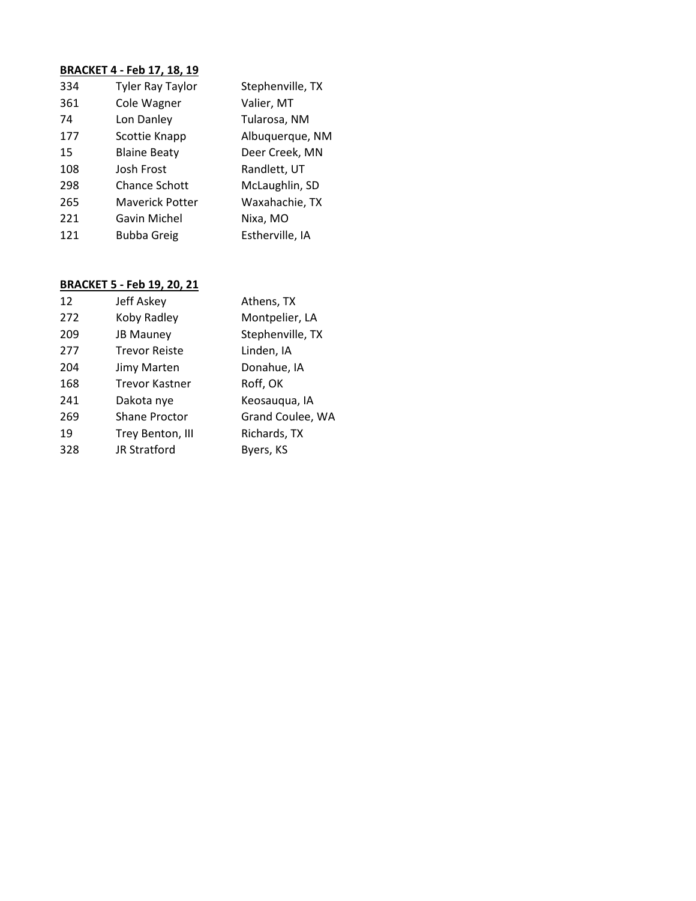**BRACKET 4 - Feb 17, 18, 19**

| | | |
|---|---|---|
| 334 | Tyler Ray Taylor | Stephenville, TX |
| 361 | Cole Wagner | Valier, MT |
| 74 | Lon Danley | Tularosa, NM |
| 177 | Scottie Knapp | Albuquerque, NM |
| 15 | Blaine Beaty | Deer Creek, MN |
| 108 | Josh Frost | Randlett, UT |
| 298 | Chance Schott | McLaughlin, SD |
| 265 | Maverick Potter | Waxahachie, TX |
| 221 | Gavin Michel | Nixa, MO |
| 121 | Bubba Greig | Estherville, IA |

**BRACKET 5 - Feb 19, 20, 21**

| | | |
|---|---|---|
| 12 | Jeff Askey | Athens, TX |
| 272 | Koby Radley | Montpelier, LA |
| 209 | JB Mauney | Stephenville, TX |
| 277 | Trevor Reiste | Linden, IA |
| 204 | Jimy Marten | Donahue, IA |
| 168 | Trevor Kastner | Roff, OK |
| 241 | Dakota nye | Keosauqua, IA |
| 269 | Shane Proctor | Grand Coulee, WA |
| 19 | Trey Benton, III | Richards, TX |
| 328 | JR Stratford | Byers, KS |